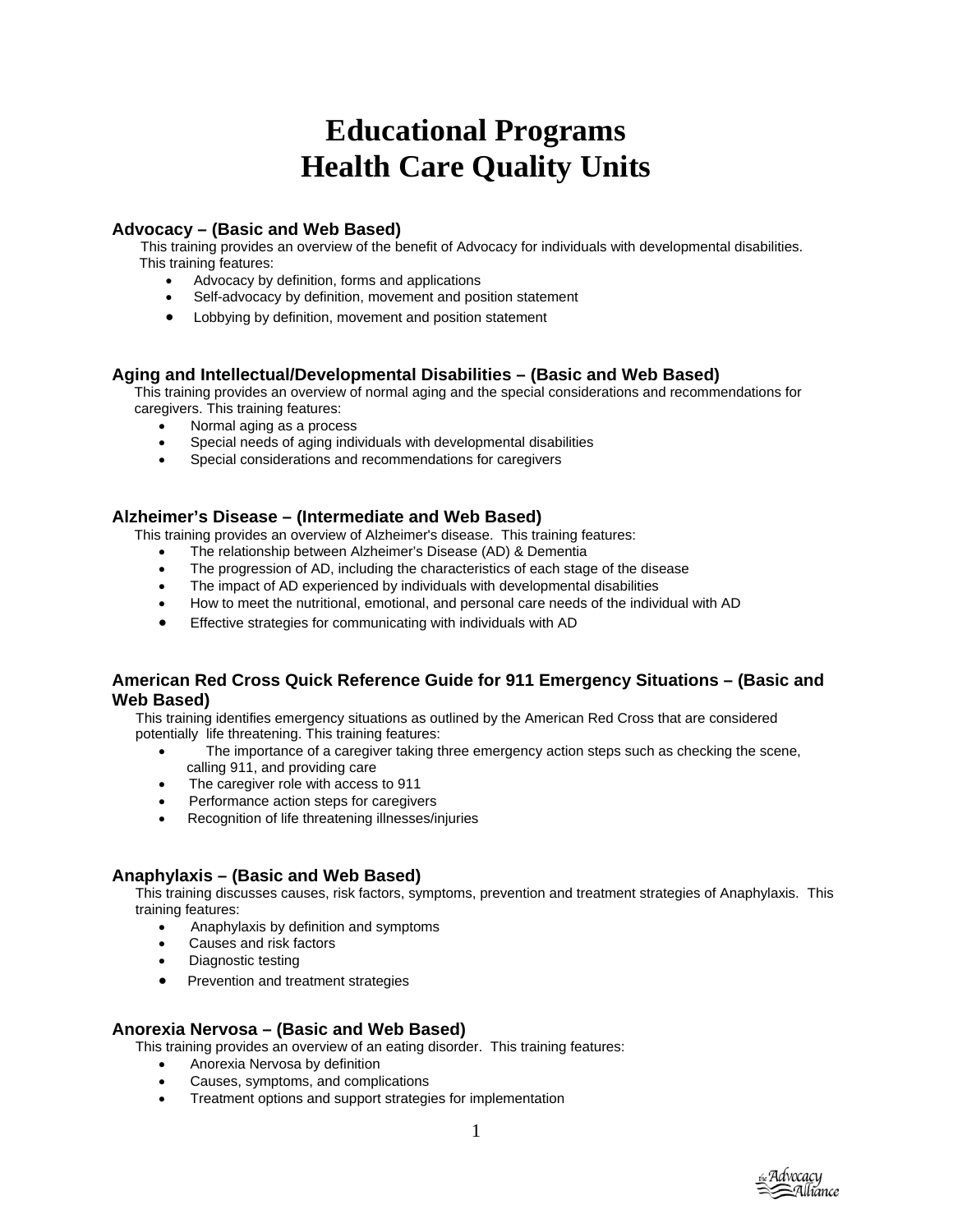# Educational Programs
# Health Care Quality Units

### Advocacy – (Basic and Web Based)

This training provides an overview of the benefit of Advocacy for individuals with developmental disabilities. This training features:

- Advocacy by definition, forms and applications
- Self-advocacy by definition, movement and position statement
- Lobbying by definition, movement and position statement

### Aging and Intellectual/Developmental Disabilities – (Basic and Web Based)

This training provides an overview of normal aging and the special considerations and recommendations for caregivers. This training features:

- Normal aging as a process
- Special needs of aging individuals with developmental disabilities
- Special considerations and recommendations for caregivers

### Alzheimer's Disease – (Intermediate and Web Based)

This training provides an overview of Alzheimer's disease. This training features:

- The relationship between Alzheimer's Disease (AD) & Dementia
- The progression of AD, including the characteristics of each stage of the disease
- The impact of AD experienced by individuals with developmental disabilities
- How to meet the nutritional, emotional, and personal care needs of the individual with AD
- Effective strategies for communicating with individuals with AD

### American Red Cross Quick Reference Guide for 911 Emergency Situations – (Basic and Web Based)

This training identifies emergency situations as outlined by the American Red Cross that are considered potentially life threatening. This training features:

- The importance of a caregiver taking three emergency action steps such as checking the scene, calling 911, and providing care
- The caregiver role with access to 911
- Performance action steps for caregivers
- Recognition of life threatening illnesses/injuries

### Anaphylaxis – (Basic and Web Based)

This training discusses causes, risk factors, symptoms, prevention and treatment strategies of Anaphylaxis. This training features:

- Anaphylaxis by definition and symptoms
- Causes and risk factors
- Diagnostic testing
- Prevention and treatment strategies

### Anorexia Nervosa – (Basic and Web Based)

This training provides an overview of an eating disorder. This training features:

- Anorexia Nervosa by definition
- Causes, symptoms, and complications
- Treatment options and support strategies for implementation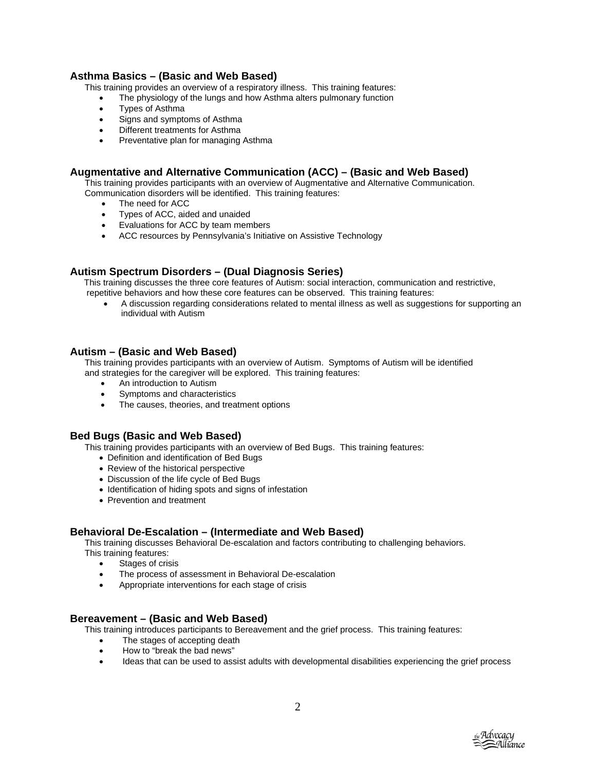### Asthma Basics – (Basic and Web Based)

This training provides an overview of a respiratory illness. This training features:

- The physiology of the lungs and how Asthma alters pulmonary function
- Types of Asthma
- Signs and symptoms of Asthma
- Different treatments for Asthma
- Preventative plan for managing Asthma

### Augmentative and Alternative Communication (ACC) – (Basic and Web Based)

This training provides participants with an overview of Augmentative and Alternative Communication. Communication disorders will be identified. This training features:

- The need for ACC
- Types of ACC, aided and unaided
- Evaluations for ACC by team members
- ACC resources by Pennsylvania's Initiative on Assistive Technology

### Autism Spectrum Disorders – (Dual Diagnosis Series)

This training discusses the three core features of Autism: social interaction, communication and restrictive, repetitive behaviors and how these core features can be observed. This training features:

- A discussion regarding considerations related to mental illness as well as suggestions for supporting an individual with Autism

### Autism – (Basic and Web Based)

This training provides participants with an overview of Autism. Symptoms of Autism will be identified and strategies for the caregiver will be explored. This training features:

- An introduction to Autism
- Symptoms and characteristics
- The causes, theories, and treatment options

### Bed Bugs (Basic and Web Based)

This training provides participants with an overview of Bed Bugs. This training features:

- Definition and identification of Bed Bugs
- Review of the historical perspective
- Discussion of the life cycle of Bed Bugs
- Identification of hiding spots and signs of infestation
- Prevention and treatment

### Behavioral De-Escalation – (Intermediate and Web Based)

This training discusses Behavioral De-escalation and factors contributing to challenging behaviors. This training features:

- Stages of crisis
- The process of assessment in Behavioral De-escalation
- Appropriate interventions for each stage of crisis

### Bereavement – (Basic and Web Based)

This training introduces participants to Bereavement and the grief process. This training features:

- The stages of accepting death
- How to "break the bad news"
- Ideas that can be used to assist adults with developmental disabilities experiencing the grief process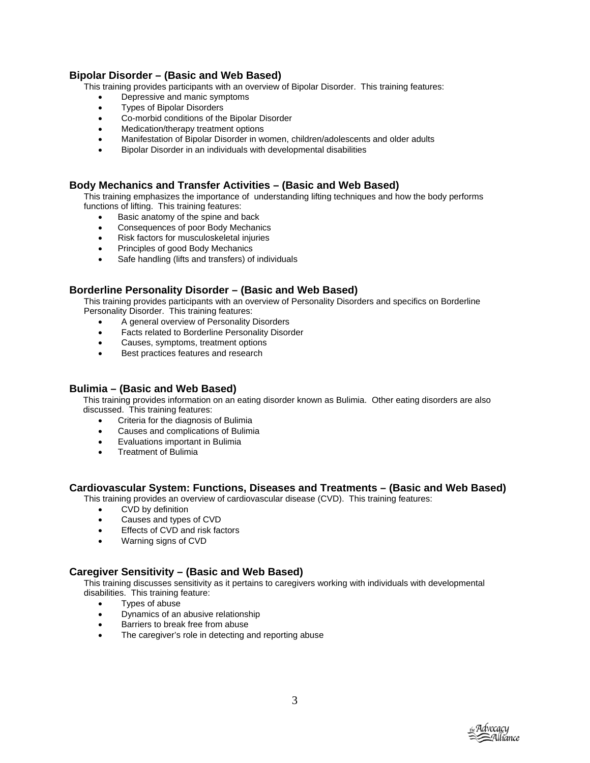### Bipolar Disorder – (Basic and Web Based)

This training provides participants with an overview of Bipolar Disorder. This training features:

- Depressive and manic symptoms
- Types of Bipolar Disorders
- Co-morbid conditions of the Bipolar Disorder
- Medication/therapy treatment options
- Manifestation of Bipolar Disorder in women, children/adolescents and older adults
- Bipolar Disorder in an individuals with developmental disabilities

### Body Mechanics and Transfer Activities – (Basic and Web Based)

This training emphasizes the importance of understanding lifting techniques and how the body performs functions of lifting. This training features:

- Basic anatomy of the spine and back
- Consequences of poor Body Mechanics
- Risk factors for musculoskeletal injuries
- Principles of good Body Mechanics
- Safe handling (lifts and transfers) of individuals

### Borderline Personality Disorder – (Basic and Web Based)

This training provides participants with an overview of Personality Disorders and specifics on Borderline Personality Disorder. This training features:

- A general overview of Personality Disorders
- Facts related to Borderline Personality Disorder
- Causes, symptoms, treatment options
- Best practices features and research

### Bulimia – (Basic and Web Based)

This training provides information on an eating disorder known as Bulimia. Other eating disorders are also discussed. This training features:

- Criteria for the diagnosis of Bulimia
- Causes and complications of Bulimia
- Evaluations important in Bulimia
- Treatment of Bulimia

### Cardiovascular System: Functions, Diseases and Treatments – (Basic and Web Based)

This training provides an overview of cardiovascular disease (CVD). This training features:

- CVD by definition
- Causes and types of CVD
- Effects of CVD and risk factors
- Warning signs of CVD

### Caregiver Sensitivity – (Basic and Web Based)

This training discusses sensitivity as it pertains to caregivers working with individuals with developmental disabilities. This training feature:

- Types of abuse
- Dynamics of an abusive relationship
- Barriers to break free from abuse
- The caregiver's role in detecting and reporting abuse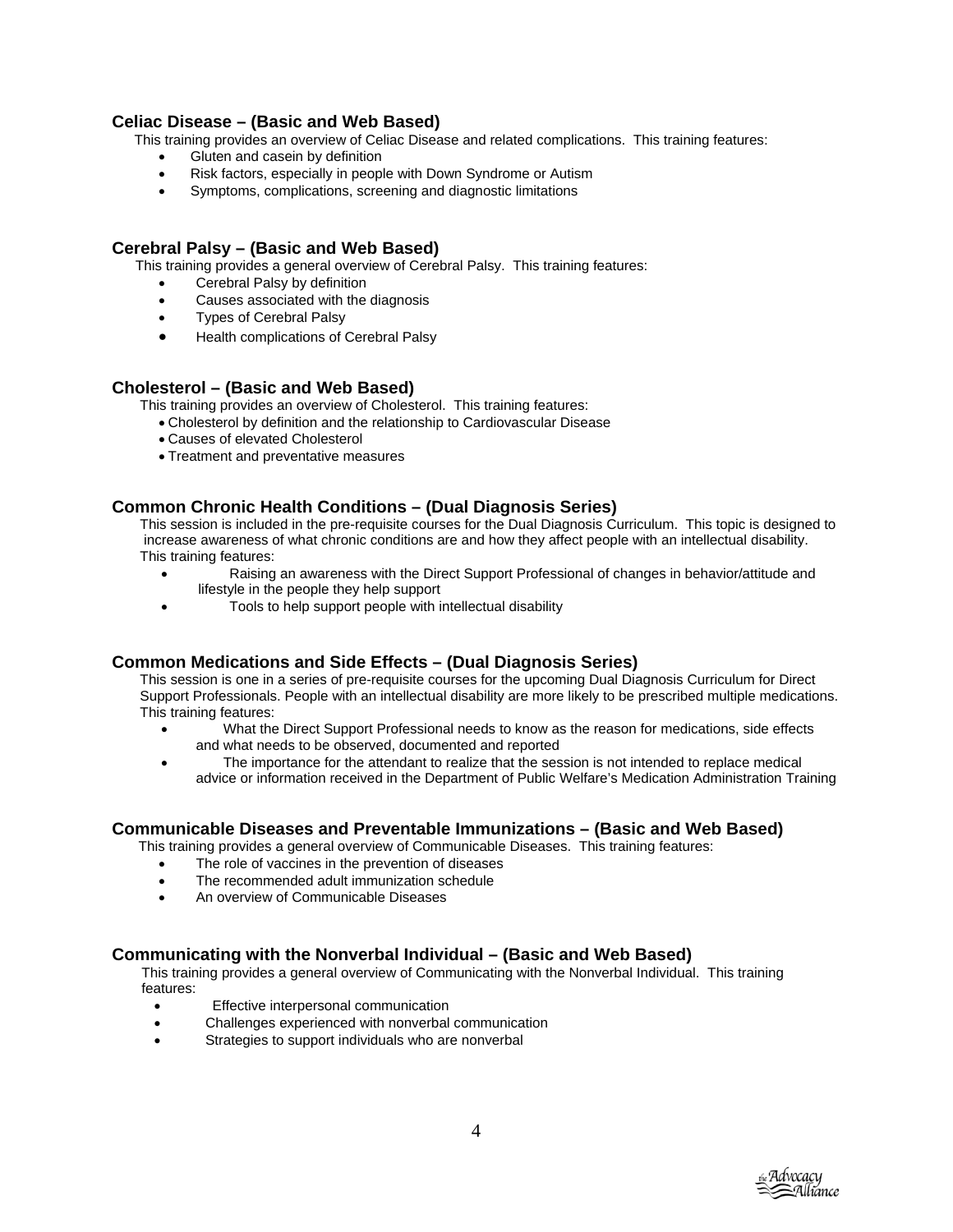### Celiac Disease – (Basic and Web Based)

This training provides an overview of Celiac Disease and related complications. This training features:

- Gluten and casein by definition
- Risk factors, especially in people with Down Syndrome or Autism
- Symptoms, complications, screening and diagnostic limitations

### Cerebral Palsy – (Basic and Web Based)

This training provides a general overview of Cerebral Palsy. This training features:

- Cerebral Palsy by definition
- Causes associated with the diagnosis
- Types of Cerebral Palsy
- Health complications of Cerebral Palsy

### Cholesterol – (Basic and Web Based)

This training provides an overview of Cholesterol. This training features:

- Cholesterol by definition and the relationship to Cardiovascular Disease
- Causes of elevated Cholesterol
- Treatment and preventative measures

### Common Chronic Health Conditions – (Dual Diagnosis Series)

This session is included in the pre-requisite courses for the Dual Diagnosis Curriculum. This topic is designed to increase awareness of what chronic conditions are and how they affect people with an intellectual disability. This training features:

- Raising an awareness with the Direct Support Professional of changes in behavior/attitude and lifestyle in the people they help support
- Tools to help support people with intellectual disability

### Common Medications and Side Effects – (Dual Diagnosis Series)

This session is one in a series of pre-requisite courses for the upcoming Dual Diagnosis Curriculum for Direct Support Professionals. People with an intellectual disability are more likely to be prescribed multiple medications. This training features:

- What the Direct Support Professional needs to know as the reason for medications, side effects and what needs to be observed, documented and reported
- The importance for the attendant to realize that the session is not intended to replace medical advice or information received in the Department of Public Welfare's Medication Administration Training

### Communicable Diseases and Preventable Immunizations – (Basic and Web Based)

This training provides a general overview of Communicable Diseases. This training features:

- The role of vaccines in the prevention of diseases
- The recommended adult immunization schedule
- An overview of Communicable Diseases

### Communicating with the Nonverbal Individual – (Basic and Web Based)

This training provides a general overview of Communicating with the Nonverbal Individual. This training features:

- Effective interpersonal communication
- Challenges experienced with nonverbal communication
- Strategies to support individuals who are nonverbal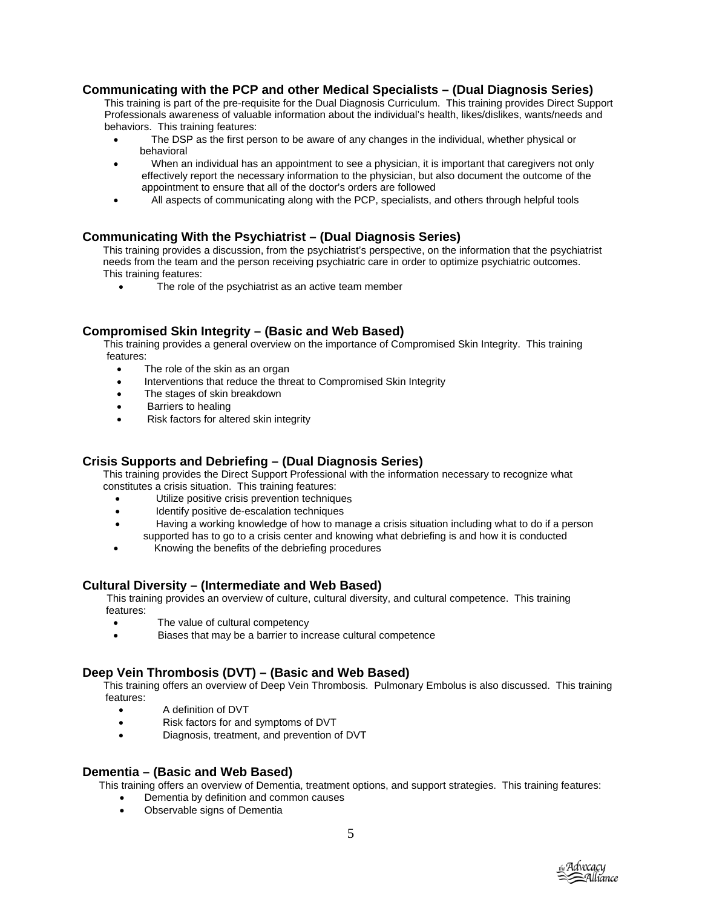### Communicating with the PCP and other Medical Specialists – (Dual Diagnosis Series)

This training is part of the pre-requisite for the Dual Diagnosis Curriculum. This training provides Direct Support Professionals awareness of valuable information about the individual's health, likes/dislikes, wants/needs and behaviors. This training features:

- The DSP as the first person to be aware of any changes in the individual, whether physical or behavioral
- When an individual has an appointment to see a physician, it is important that caregivers not only effectively report the necessary information to the physician, but also document the outcome of the appointment to ensure that all of the doctor's orders are followed
- All aspects of communicating along with the PCP, specialists, and others through helpful tools

### Communicating With the Psychiatrist – (Dual Diagnosis Series)

This training provides a discussion, from the psychiatrist's perspective, on the information that the psychiatrist needs from the team and the person receiving psychiatric care in order to optimize psychiatric outcomes. This training features:

- The role of the psychiatrist as an active team member

### Compromised Skin Integrity – (Basic and Web Based)

This training provides a general overview on the importance of Compromised Skin Integrity. This training features:

- The role of the skin as an organ
- Interventions that reduce the threat to Compromised Skin Integrity
- The stages of skin breakdown
- Barriers to healing
- Risk factors for altered skin integrity

### Crisis Supports and Debriefing – (Dual Diagnosis Series)

This training provides the Direct Support Professional with the information necessary to recognize what constitutes a crisis situation. This training features:

- Utilize positive crisis prevention techniques
- Identify positive de-escalation techniques
- Having a working knowledge of how to manage a crisis situation including what to do if a person supported has to go to a crisis center and knowing what debriefing is and how it is conducted
- Knowing the benefits of the debriefing procedures

### Cultural Diversity – (Intermediate and Web Based)

This training provides an overview of culture, cultural diversity, and cultural competence. This training features:

- The value of cultural competency
- Biases that may be a barrier to increase cultural competence

### Deep Vein Thrombosis (DVT) – (Basic and Web Based)

This training offers an overview of Deep Vein Thrombosis. Pulmonary Embolus is also discussed. This training features:

- A definition of DVT
- Risk factors for and symptoms of DVT
- Diagnosis, treatment, and prevention of DVT

### Dementia – (Basic and Web Based)

This training offers an overview of Dementia, treatment options, and support strategies. This training features:

- Dementia by definition and common causes
- Observable signs of Dementia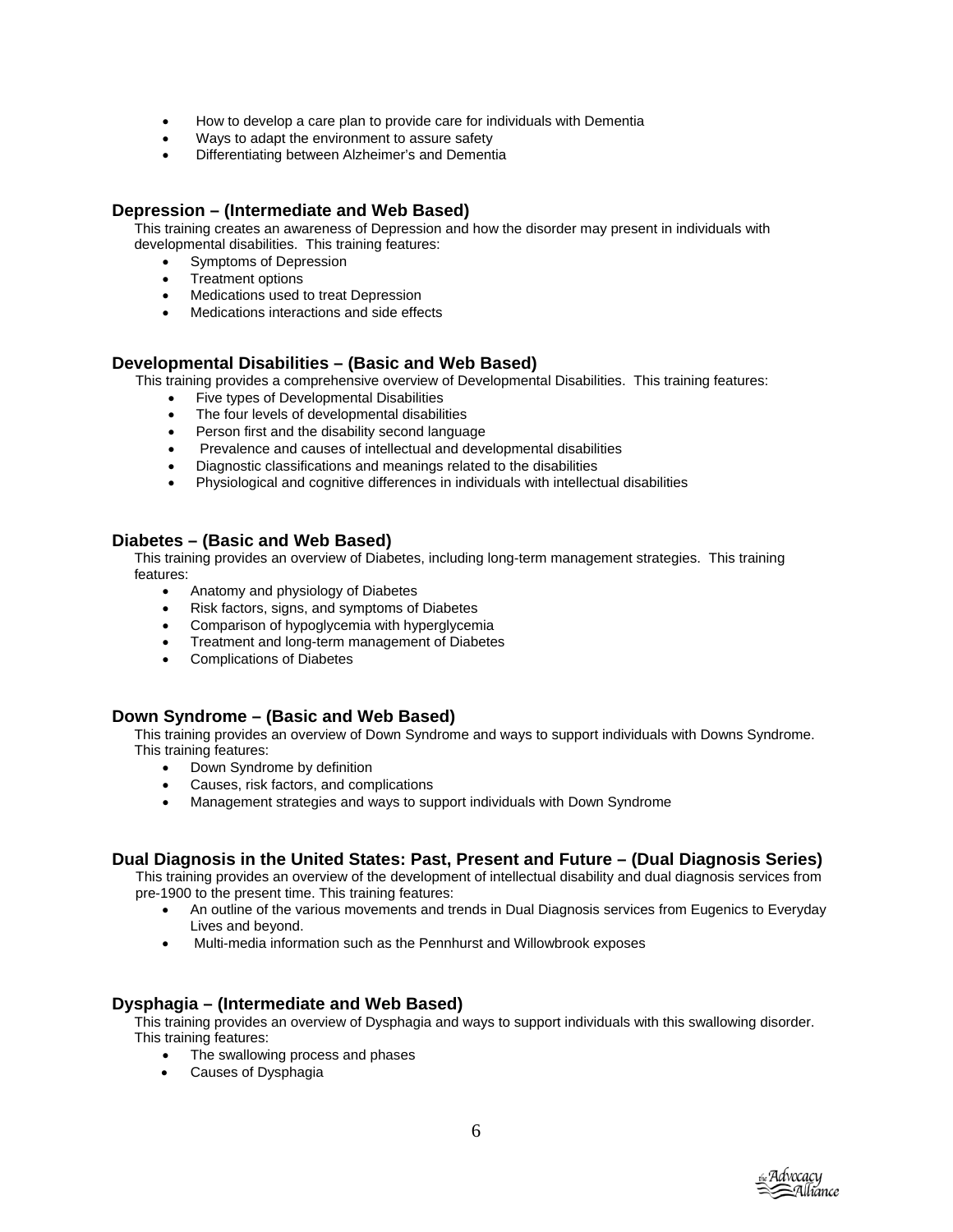- How to develop a care plan to provide care for individuals with Dementia
- Ways to adapt the environment to assure safety
- Differentiating between Alzheimer's and Dementia

### Depression – (Intermediate and Web Based)

This training creates an awareness of Depression and how the disorder may present in individuals with developmental disabilities. This training features:

- Symptoms of Depression
- Treatment options
- Medications used to treat Depression
- Medications interactions and side effects

### Developmental Disabilities – (Basic and Web Based)

This training provides a comprehensive overview of Developmental Disabilities. This training features:

- Five types of Developmental Disabilities
- The four levels of developmental disabilities
- Person first and the disability second language
- Prevalence and causes of intellectual and developmental disabilities
- Diagnostic classifications and meanings related to the disabilities
- Physiological and cognitive differences in individuals with intellectual disabilities

### Diabetes – (Basic and Web Based)

This training provides an overview of Diabetes, including long-term management strategies. This training features:

- Anatomy and physiology of Diabetes
- Risk factors, signs, and symptoms of Diabetes
- Comparison of hypoglycemia with hyperglycemia
- Treatment and long-term management of Diabetes
- Complications of Diabetes

### Down Syndrome – (Basic and Web Based)

This training provides an overview of Down Syndrome and ways to support individuals with Downs Syndrome. This training features:

- Down Syndrome by definition
- Causes, risk factors, and complications
- Management strategies and ways to support individuals with Down Syndrome

### Dual Diagnosis in the United States: Past, Present and Future – (Dual Diagnosis Series)

This training provides an overview of the development of intellectual disability and dual diagnosis services from pre-1900 to the present time. This training features:

- An outline of the various movements and trends in Dual Diagnosis services from Eugenics to Everyday Lives and beyond.
- Multi-media information such as the Pennhurst and Willowbrook exposes

### Dysphagia – (Intermediate and Web Based)

This training provides an overview of Dysphagia and ways to support individuals with this swallowing disorder. This training features:

- The swallowing process and phases
- Causes of Dysphagia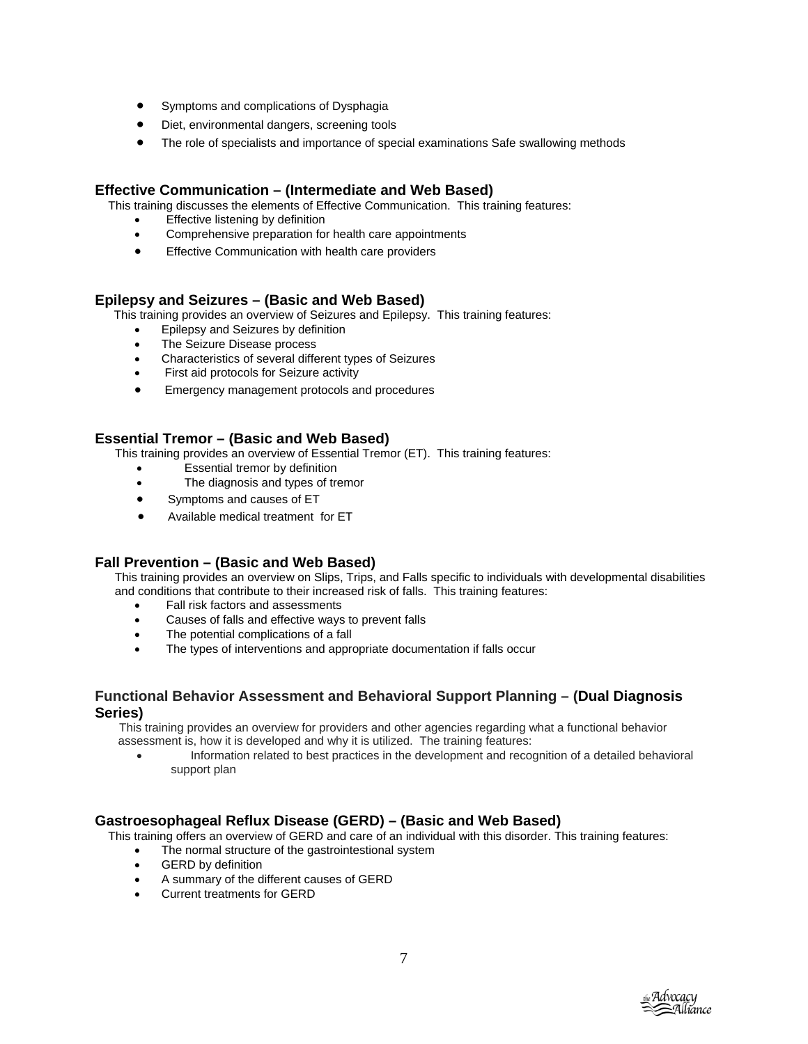- Symptoms and complications of Dysphagia
- Diet, environmental dangers, screening tools
- The role of specialists and importance of special examinations Safe swallowing methods

### Effective Communication – (Intermediate and Web Based)

This training discusses the elements of Effective Communication. This training features:

- Effective listening by definition
- Comprehensive preparation for health care appointments
- Effective Communication with health care providers

### Epilepsy and Seizures – (Basic and Web Based)

This training provides an overview of Seizures and Epilepsy. This training features:

- Epilepsy and Seizures by definition
- The Seizure Disease process
- Characteristics of several different types of Seizures
- First aid protocols for Seizure activity
- Emergency management protocols and procedures

### Essential Tremor – (Basic and Web Based)

This training provides an overview of Essential Tremor (ET). This training features:

- Essential tremor by definition
- The diagnosis and types of tremor
- Symptoms and causes of ET
- Available medical treatment for ET

### Fall Prevention – (Basic and Web Based)

This training provides an overview on Slips, Trips, and Falls specific to individuals with developmental disabilities and conditions that contribute to their increased risk of falls. This training features:

- Fall risk factors and assessments
- Causes of falls and effective ways to prevent falls
- The potential complications of a fall
- The types of interventions and appropriate documentation if falls occur

### Functional Behavior Assessment and Behavioral Support Planning – (Dual Diagnosis Series)

This training provides an overview for providers and other agencies regarding what a functional behavior assessment is, how it is developed and why it is utilized. The training features:

- Information related to best practices in the development and recognition of a detailed behavioral support plan

### Gastroesophageal Reflux Disease (GERD) – (Basic and Web Based)

This training offers an overview of GERD and care of an individual with this disorder. This training features:

- The normal structure of the gastrointestional system
- GERD by definition
- A summary of the different causes of GERD
- Current treatments for GERD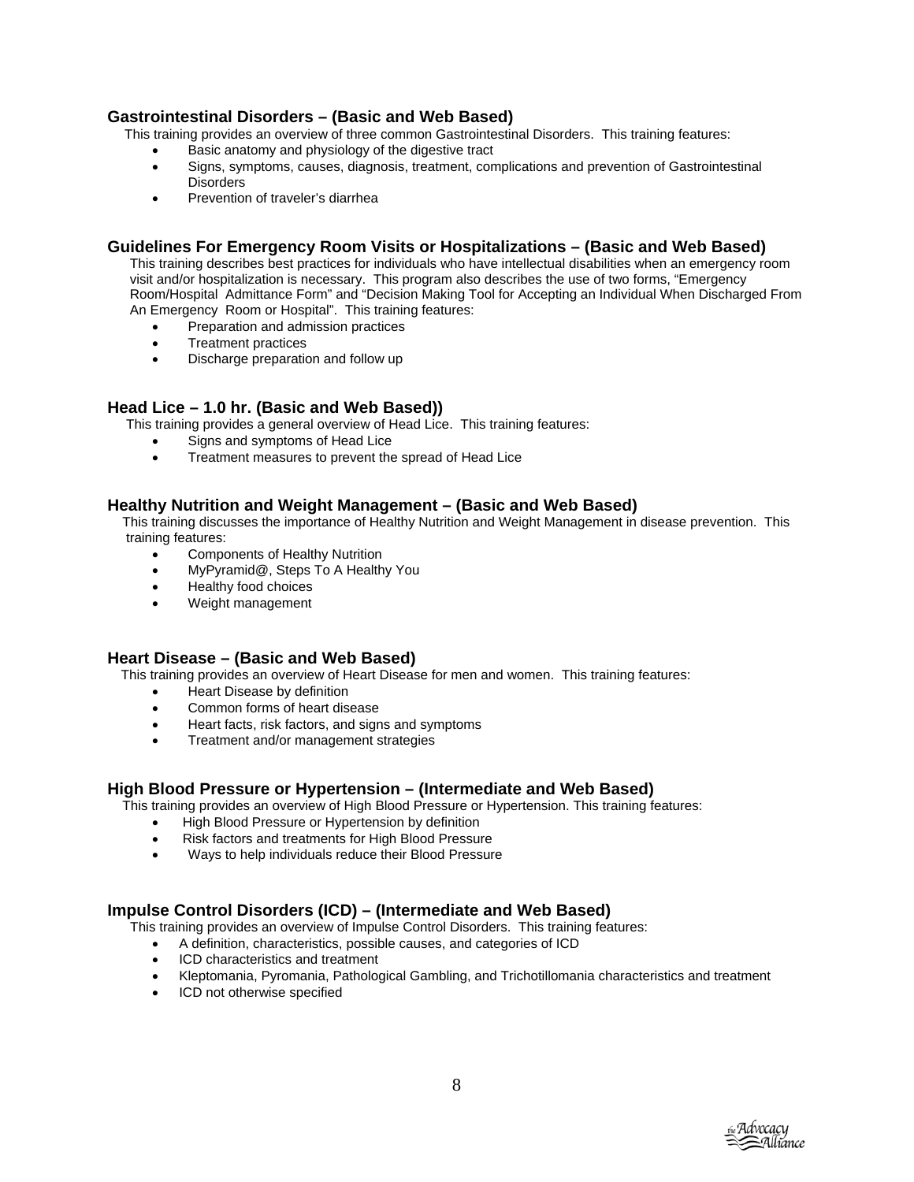### Gastrointestinal Disorders – (Basic and Web Based)

This training provides an overview of three common Gastrointestinal Disorders. This training features:

- Basic anatomy and physiology of the digestive tract
- Signs, symptoms, causes, diagnosis, treatment, complications and prevention of Gastrointestinal Disorders
- Prevention of traveler's diarrhea

### Guidelines For Emergency Room Visits or Hospitalizations – (Basic and Web Based)

This training describes best practices for individuals who have intellectual disabilities when an emergency room visit and/or hospitalization is necessary. This program also describes the use of two forms, "Emergency Room/Hospital Admittance Form" and "Decision Making Tool for Accepting an Individual When Discharged From An Emergency Room or Hospital". This training features:

- Preparation and admission practices
- Treatment practices
- Discharge preparation and follow up

### Head Lice – 1.0 hr. (Basic and Web Based))

This training provides a general overview of Head Lice. This training features:

- Signs and symptoms of Head Lice
- Treatment measures to prevent the spread of Head Lice

### Healthy Nutrition and Weight Management – (Basic and Web Based)

This training discusses the importance of Healthy Nutrition and Weight Management in disease prevention. This training features:

- Components of Healthy Nutrition
- MyPyramid@, Steps To A Healthy You
- Healthy food choices
- Weight management

### Heart Disease – (Basic and Web Based)

This training provides an overview of Heart Disease for men and women. This training features:

- Heart Disease by definition
- Common forms of heart disease
- Heart facts, risk factors, and signs and symptoms
- Treatment and/or management strategies

### High Blood Pressure or Hypertension – (Intermediate and Web Based)

This training provides an overview of High Blood Pressure or Hypertension. This training features:

- High Blood Pressure or Hypertension by definition
- Risk factors and treatments for High Blood Pressure
- Ways to help individuals reduce their Blood Pressure

### Impulse Control Disorders (ICD) – (Intermediate and Web Based)

This training provides an overview of Impulse Control Disorders. This training features:

- A definition, characteristics, possible causes, and categories of ICD
- ICD characteristics and treatment
- Kleptomania, Pyromania, Pathological Gambling, and Trichotillomania characteristics and treatment
- ICD not otherwise specified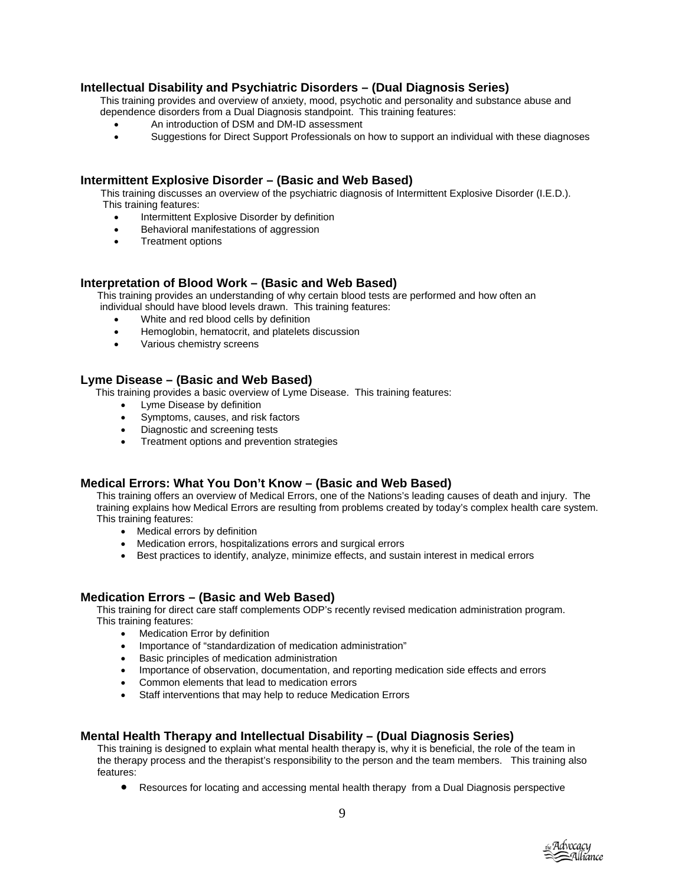### Intellectual Disability and Psychiatric Disorders – (Dual Diagnosis Series)

This training provides and overview of anxiety, mood, psychotic and personality and substance abuse and dependence disorders from a Dual Diagnosis standpoint. This training features:

- An introduction of DSM and DM-ID assessment
- Suggestions for Direct Support Professionals on how to support an individual with these diagnoses

### Intermittent Explosive Disorder – (Basic and Web Based)

This training discusses an overview of the psychiatric diagnosis of Intermittent Explosive Disorder (I.E.D.). This training features:

- Intermittent Explosive Disorder by definition
- Behavioral manifestations of aggression
- Treatment options

### Interpretation of Blood Work – (Basic and Web Based)

This training provides an understanding of why certain blood tests are performed and how often an individual should have blood levels drawn. This training features:

- White and red blood cells by definition
- Hemoglobin, hematocrit, and platelets discussion
- Various chemistry screens

### Lyme Disease – (Basic and Web Based)

This training provides a basic overview of Lyme Disease. This training features:

- Lyme Disease by definition
- Symptoms, causes, and risk factors
- Diagnostic and screening tests
- Treatment options and prevention strategies

### Medical Errors: What You Don't Know – (Basic and Web Based)

This training offers an overview of Medical Errors, one of the Nations's leading causes of death and injury. The training explains how Medical Errors are resulting from problems created by today's complex health care system. This training features:

- Medical errors by definition
- Medication errors, hospitalizations errors and surgical errors
- Best practices to identify, analyze, minimize effects, and sustain interest in medical errors

### Medication Errors – (Basic and Web Based)

This training for direct care staff complements ODP's recently revised medication administration program. This training features:

- Medication Error by definition
- Importance of "standardization of medication administration"
- Basic principles of medication administration
- Importance of observation, documentation, and reporting medication side effects and errors
- Common elements that lead to medication errors
- Staff interventions that may help to reduce Medication Errors

### Mental Health Therapy and Intellectual Disability – (Dual Diagnosis Series)

This training is designed to explain what mental health therapy is, why it is beneficial, the role of the team in the therapy process and the therapist's responsibility to the person and the team members. This training also features:

- Resources for locating and accessing mental health therapy from a Dual Diagnosis perspective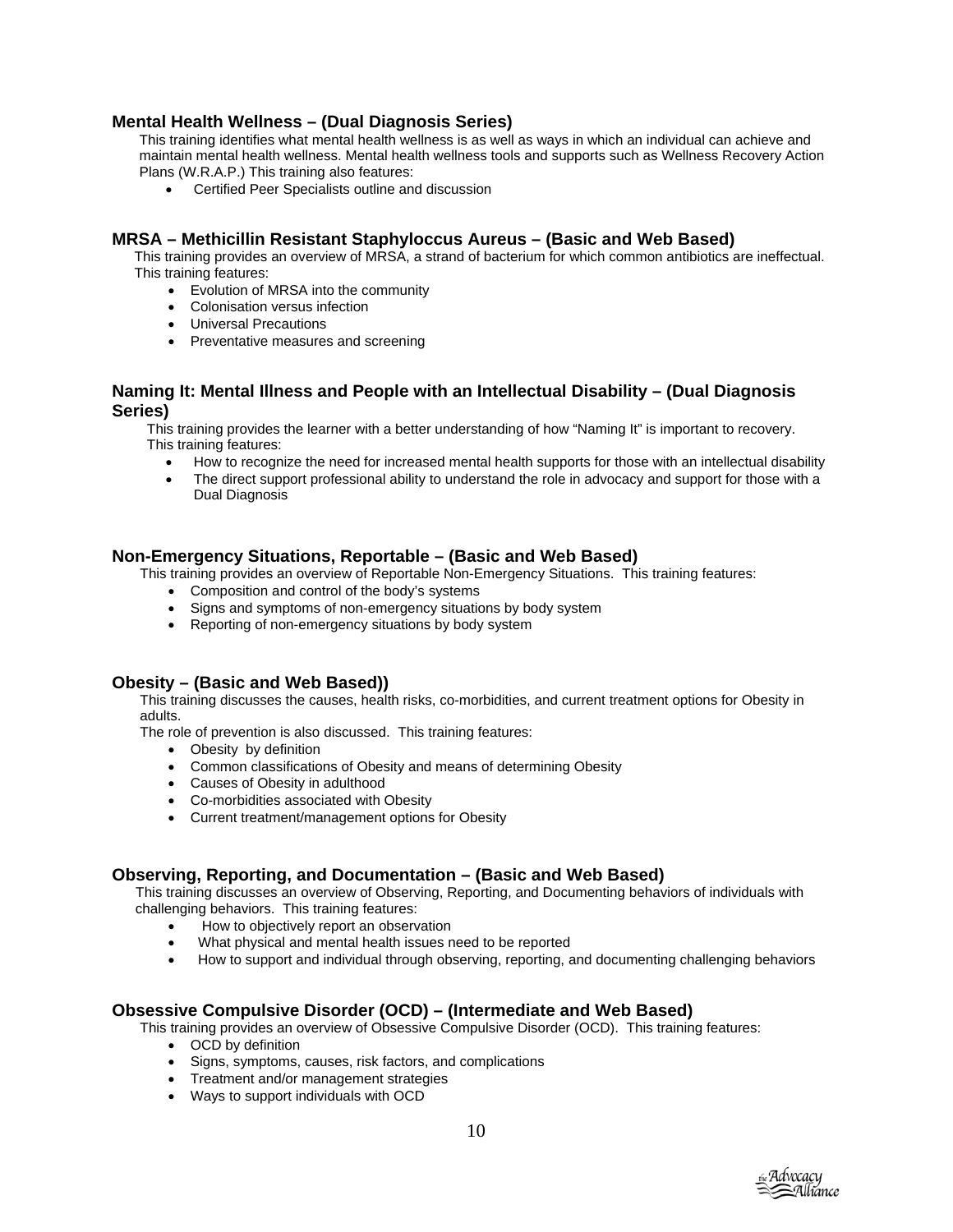### Mental Health Wellness – (Dual Diagnosis Series)

This training identifies what mental health wellness is as well as ways in which an individual can achieve and maintain mental health wellness. Mental health wellness tools and supports such as Wellness Recovery Action Plans (W.R.A.P.) This training also features:

- Certified Peer Specialists outline and discussion

### MRSA – Methicillin Resistant Staphyloccus Aureus – (Basic and Web Based)

This training provides an overview of MRSA, a strand of bacterium for which common antibiotics are ineffectual. This training features:

- Evolution of MRSA into the community
- Colonisation versus infection
- Universal Precautions
- Preventative measures and screening

### Naming It: Mental Illness and People with an Intellectual Disability – (Dual Diagnosis Series)

This training provides the learner with a better understanding of how "Naming It" is important to recovery. This training features:

- How to recognize the need for increased mental health supports for those with an intellectual disability
- The direct support professional ability to understand the role in advocacy and support for those with a Dual Diagnosis

### Non-Emergency Situations, Reportable – (Basic and Web Based)

This training provides an overview of Reportable Non-Emergency Situations. This training features:

- Composition and control of the body's systems
- Signs and symptoms of non-emergency situations by body system
- Reporting of non-emergency situations by body system

### Obesity – (Basic and Web Based))

This training discusses the causes, health risks, co-morbidities, and current treatment options for Obesity in adults.
The role of prevention is also discussed. This training features:

- Obesity by definition
- Common classifications of Obesity and means of determining Obesity
- Causes of Obesity in adulthood
- Co-morbidities associated with Obesity
- Current treatment/management options for Obesity

### Observing, Reporting, and Documentation – (Basic and Web Based)

This training discusses an overview of Observing, Reporting, and Documenting behaviors of individuals with challenging behaviors. This training features:

- How to objectively report an observation
- What physical and mental health issues need to be reported
- How to support and individual through observing, reporting, and documenting challenging behaviors

### Obsessive Compulsive Disorder (OCD) – (Intermediate and Web Based)

This training provides an overview of Obsessive Compulsive Disorder (OCD). This training features:

- OCD by definition
- Signs, symptoms, causes, risk factors, and complications
- Treatment and/or management strategies
- Ways to support individuals with OCD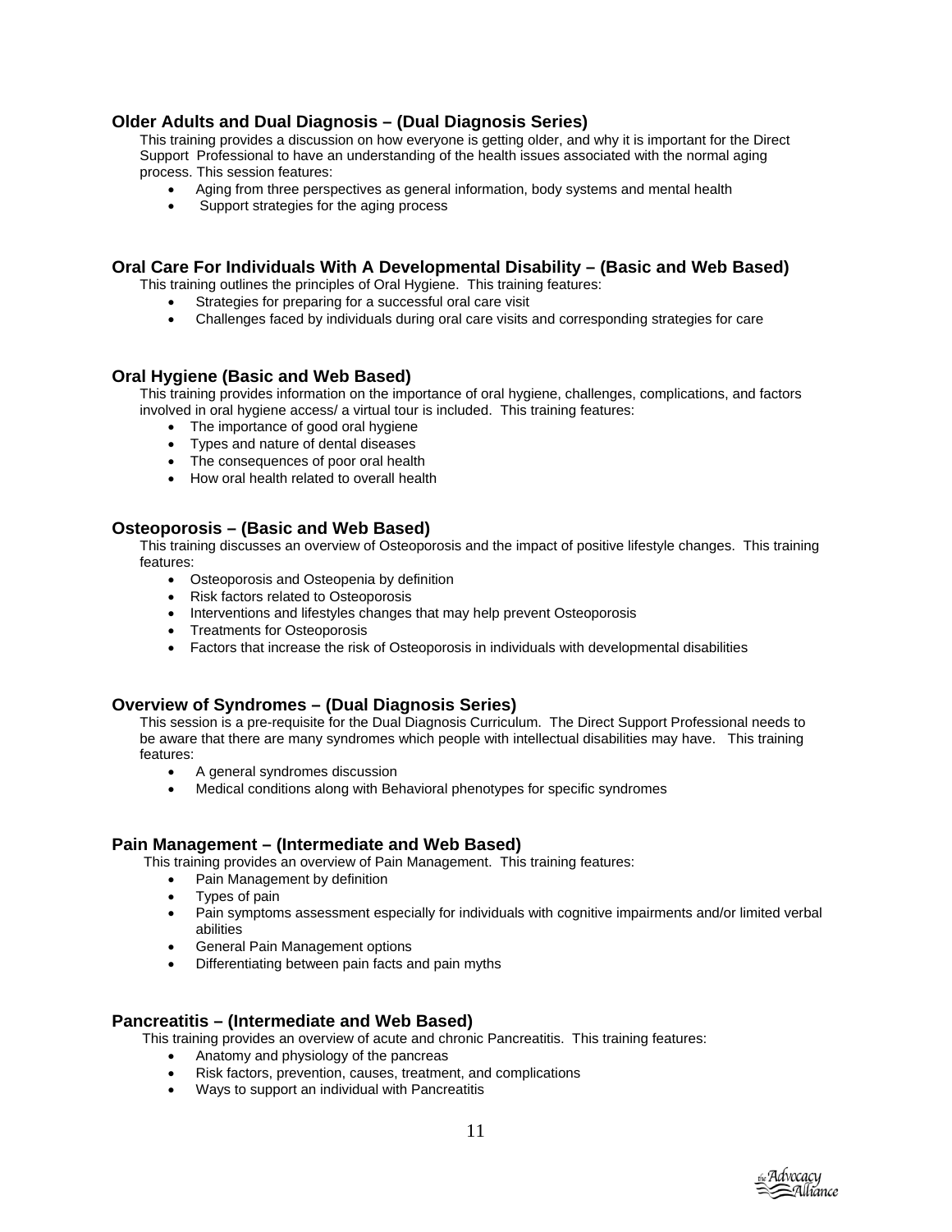### Older Adults and Dual Diagnosis – (Dual Diagnosis Series)

This training provides a discussion on how everyone is getting older, and why it is important for the Direct Support Professional to have an understanding of the health issues associated with the normal aging process. This session features:

- Aging from three perspectives as general information, body systems and mental health
- Support strategies for the aging process

### Oral Care For Individuals With A Developmental Disability – (Basic and Web Based)

This training outlines the principles of Oral Hygiene. This training features:

- Strategies for preparing for a successful oral care visit
- Challenges faced by individuals during oral care visits and corresponding strategies for care

### Oral Hygiene (Basic and Web Based)

This training provides information on the importance of oral hygiene, challenges, complications, and factors involved in oral hygiene access/ a virtual tour is included. This training features:

- The importance of good oral hygiene
- Types and nature of dental diseases
- The consequences of poor oral health
- How oral health related to overall health

### Osteoporosis – (Basic and Web Based)

This training discusses an overview of Osteoporosis and the impact of positive lifestyle changes. This training features:

- Osteoporosis and Osteopenia by definition
- Risk factors related to Osteoporosis
- Interventions and lifestyles changes that may help prevent Osteoporosis
- Treatments for Osteoporosis
- Factors that increase the risk of Osteoporosis in individuals with developmental disabilities

### Overview of Syndromes – (Dual Diagnosis Series)

This session is a pre-requisite for the Dual Diagnosis Curriculum. The Direct Support Professional needs to be aware that there are many syndromes which people with intellectual disabilities may have. This training features:

- A general syndromes discussion
- Medical conditions along with Behavioral phenotypes for specific syndromes

### Pain Management – (Intermediate and Web Based)

This training provides an overview of Pain Management. This training features:

- Pain Management by definition
- Types of pain
- Pain symptoms assessment especially for individuals with cognitive impairments and/or limited verbal abilities
- General Pain Management options
- Differentiating between pain facts and pain myths

### Pancreatitis – (Intermediate and Web Based)

This training provides an overview of acute and chronic Pancreatitis. This training features:

- Anatomy and physiology of the pancreas
- Risk factors, prevention, causes, treatment, and complications
- Ways to support an individual with Pancreatitis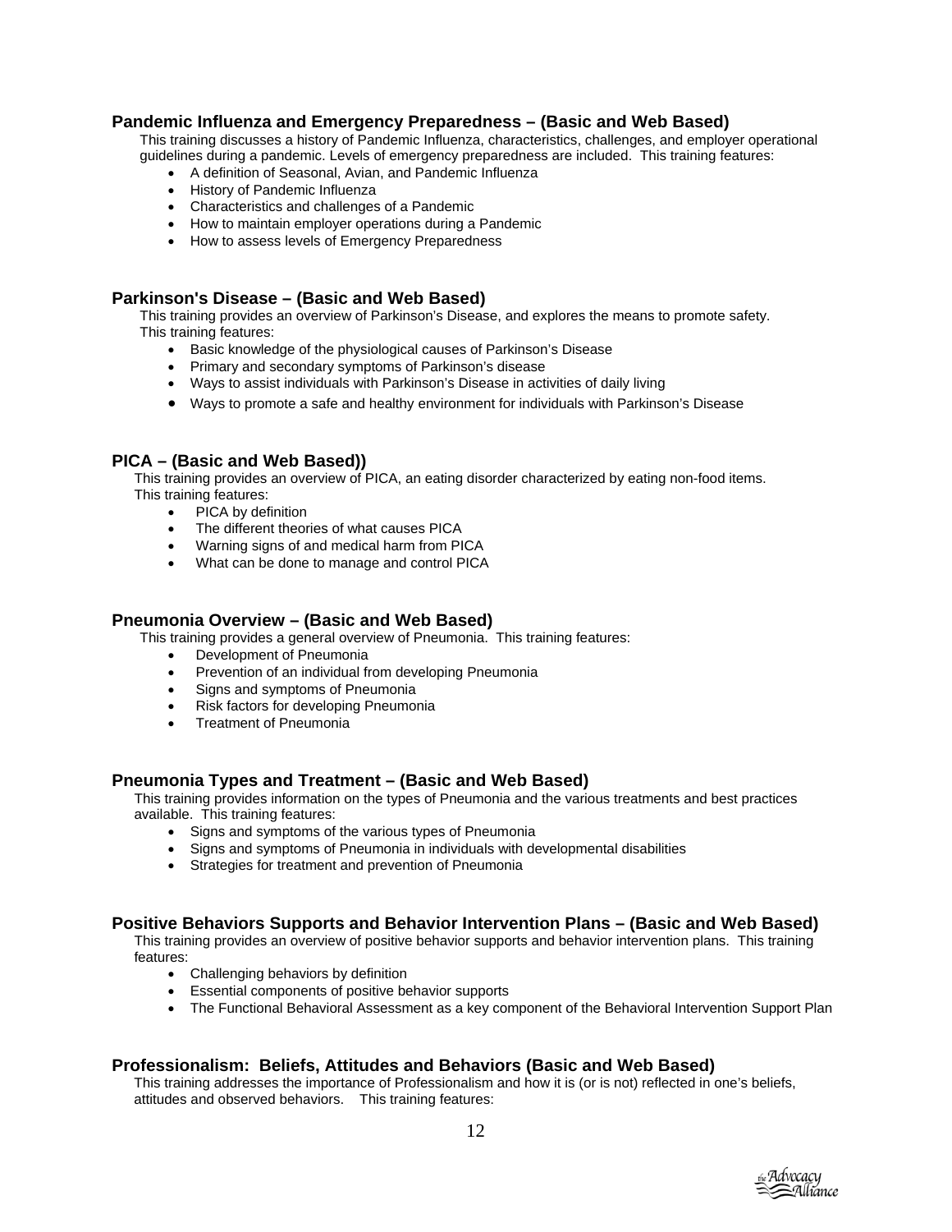### Pandemic Influenza and Emergency Preparedness – (Basic and Web Based)

This training discusses a history of Pandemic Influenza, characteristics, challenges, and employer operational guidelines during a pandemic. Levels of emergency preparedness are included. This training features:

- A definition of Seasonal, Avian, and Pandemic Influenza
- History of Pandemic Influenza
- Characteristics and challenges of a Pandemic
- How to maintain employer operations during a Pandemic
- How to assess levels of Emergency Preparedness

### Parkinson's Disease – (Basic and Web Based)

This training provides an overview of Parkinson's Disease, and explores the means to promote safety. This training features:

- Basic knowledge of the physiological causes of Parkinson's Disease
- Primary and secondary symptoms of Parkinson's disease
- Ways to assist individuals with Parkinson's Disease in activities of daily living
- Ways to promote a safe and healthy environment for individuals with Parkinson's Disease

### PICA – (Basic and Web Based))

This training provides an overview of PICA, an eating disorder characterized by eating non-food items. This training features:

- PICA by definition
- The different theories of what causes PICA
- Warning signs of and medical harm from PICA
- What can be done to manage and control PICA

### Pneumonia Overview – (Basic and Web Based)

This training provides a general overview of Pneumonia. This training features:

- Development of Pneumonia
- Prevention of an individual from developing Pneumonia
- Signs and symptoms of Pneumonia
- Risk factors for developing Pneumonia
- Treatment of Pneumonia

### Pneumonia Types and Treatment – (Basic and Web Based)

This training provides information on the types of Pneumonia and the various treatments and best practices available. This training features:

- Signs and symptoms of the various types of Pneumonia
- Signs and symptoms of Pneumonia in individuals with developmental disabilities
- Strategies for treatment and prevention of Pneumonia

### Positive Behaviors Supports and Behavior Intervention Plans – (Basic and Web Based)

This training provides an overview of positive behavior supports and behavior intervention plans. This training features:

- Challenging behaviors by definition
- Essential components of positive behavior supports
- The Functional Behavioral Assessment as a key component of the Behavioral Intervention Support Plan

### Professionalism: Beliefs, Attitudes and Behaviors (Basic and Web Based)

This training addresses the importance of Professionalism and how it is (or is not) reflected in one's beliefs, attitudes and observed behaviors. This training features: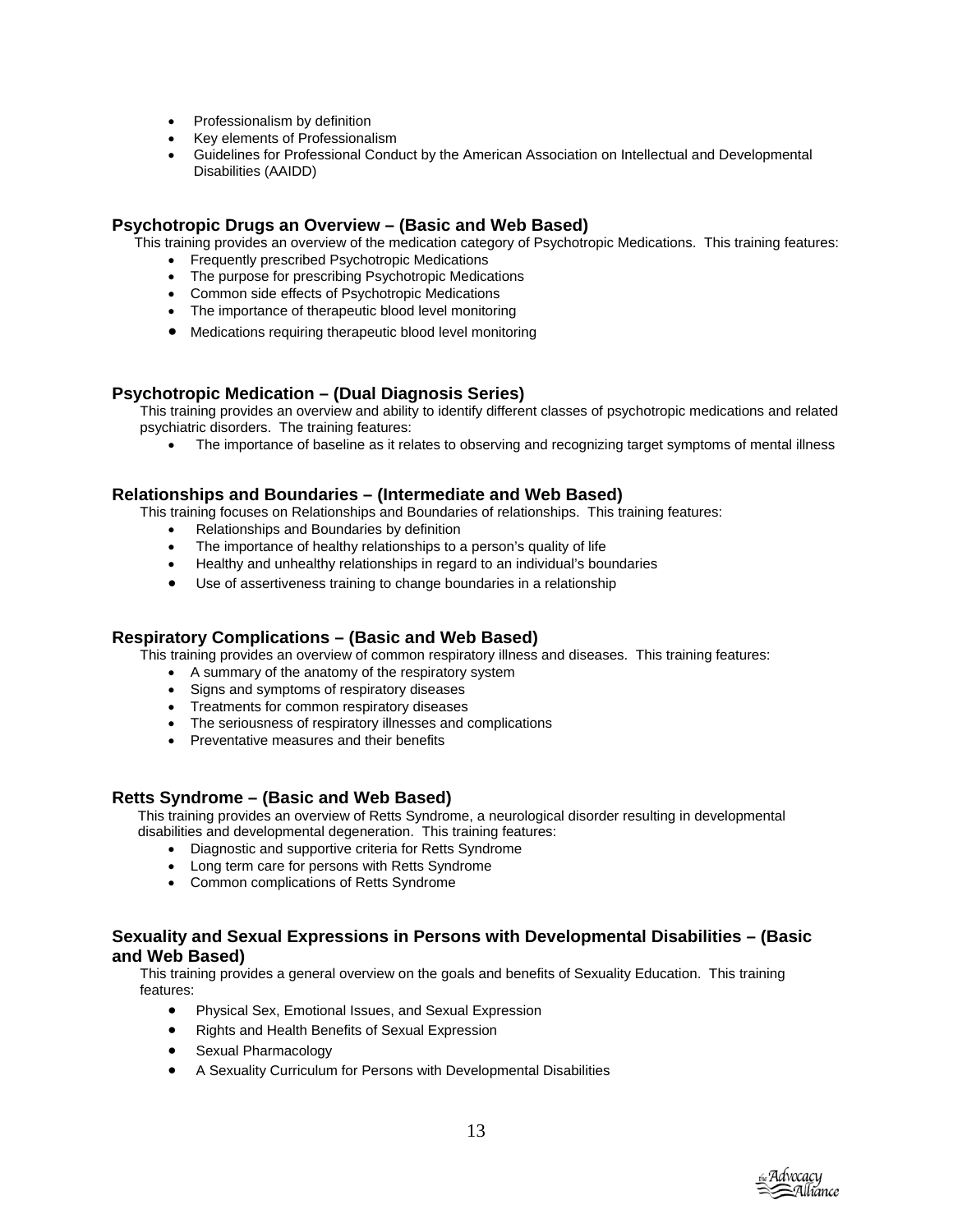- Professionalism by definition
- Key elements of Professionalism
- Guidelines for Professional Conduct by the American Association on Intellectual and Developmental Disabilities (AAIDD)

### Psychotropic Drugs an Overview – (Basic and Web Based)

This training provides an overview of the medication category of Psychotropic Medications. This training features:

- Frequently prescribed Psychotropic Medications
- The purpose for prescribing Psychotropic Medications
- Common side effects of Psychotropic Medications
- The importance of therapeutic blood level monitoring
- Medications requiring therapeutic blood level monitoring

### Psychotropic Medication – (Dual Diagnosis Series)

This training provides an overview and ability to identify different classes of psychotropic medications and related psychiatric disorders. The training features:

- The importance of baseline as it relates to observing and recognizing target symptoms of mental illness

### Relationships and Boundaries – (Intermediate and Web Based)

This training focuses on Relationships and Boundaries of relationships. This training features:

- Relationships and Boundaries by definition
- The importance of healthy relationships to a person's quality of life
- Healthy and unhealthy relationships in regard to an individual's boundaries
- Use of assertiveness training to change boundaries in a relationship

### Respiratory Complications – (Basic and Web Based)

This training provides an overview of common respiratory illness and diseases. This training features:

- A summary of the anatomy of the respiratory system
- Signs and symptoms of respiratory diseases
- Treatments for common respiratory diseases
- The seriousness of respiratory illnesses and complications
- Preventative measures and their benefits

### Retts Syndrome – (Basic and Web Based)

This training provides an overview of Retts Syndrome, a neurological disorder resulting in developmental disabilities and developmental degeneration. This training features:

- Diagnostic and supportive criteria for Retts Syndrome
- Long term care for persons with Retts Syndrome
- Common complications of Retts Syndrome

### Sexuality and Sexual Expressions in Persons with Developmental Disabilities – (Basic and Web Based)

This training provides a general overview on the goals and benefits of Sexuality Education. This training features:

- Physical Sex, Emotional Issues, and Sexual Expression
- Rights and Health Benefits of Sexual Expression
- Sexual Pharmacology
- A Sexuality Curriculum for Persons with Developmental Disabilities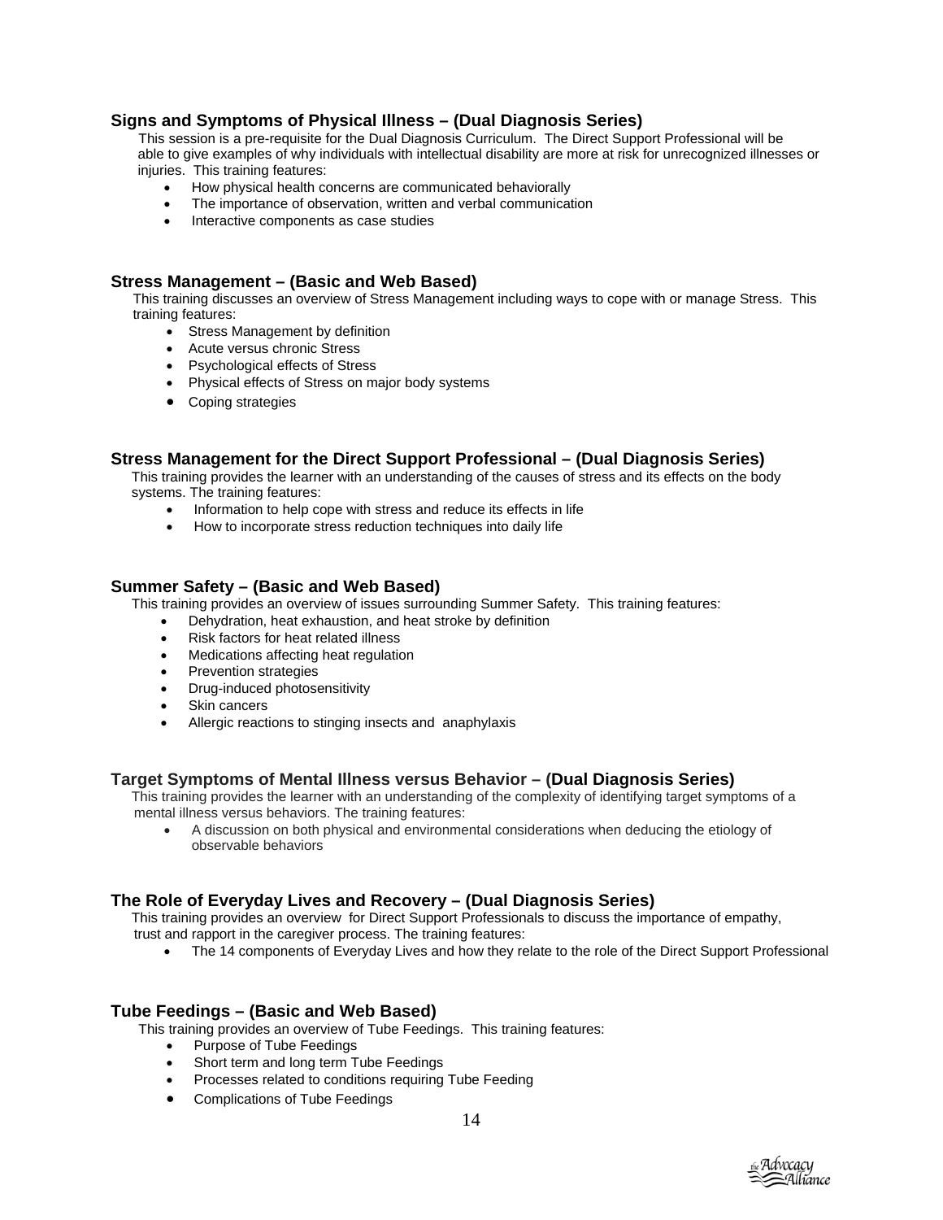### Signs and Symptoms of Physical Illness – (Dual Diagnosis Series)

This session is a pre-requisite for the Dual Diagnosis Curriculum. The Direct Support Professional will be able to give examples of why individuals with intellectual disability are more at risk for unrecognized illnesses or injuries. This training features:

- How physical health concerns are communicated behaviorally
- The importance of observation, written and verbal communication
- Interactive components as case studies

### Stress Management – (Basic and Web Based)

This training discusses an overview of Stress Management including ways to cope with or manage Stress. This training features:

- Stress Management by definition
- Acute versus chronic Stress
- Psychological effects of Stress
- Physical effects of Stress on major body systems
- Coping strategies

### Stress Management for the Direct Support Professional – (Dual Diagnosis Series)

This training provides the learner with an understanding of the causes of stress and its effects on the body systems. The training features:

- Information to help cope with stress and reduce its effects in life
- How to incorporate stress reduction techniques into daily life

### Summer Safety – (Basic and Web Based)

This training provides an overview of issues surrounding Summer Safety. This training features:

- Dehydration, heat exhaustion, and heat stroke by definition
- Risk factors for heat related illness
- Medications affecting heat regulation
- Prevention strategies
- Drug-induced photosensitivity
- Skin cancers
- Allergic reactions to stinging insects and anaphylaxis

### Target Symptoms of Mental Illness versus Behavior – (Dual Diagnosis Series)

This training provides the learner with an understanding of the complexity of identifying target symptoms of a mental illness versus behaviors. The training features:

- A discussion on both physical and environmental considerations when deducing the etiology of observable behaviors

### The Role of Everyday Lives and Recovery – (Dual Diagnosis Series)

This training provides an overview for Direct Support Professionals to discuss the importance of empathy, trust and rapport in the caregiver process. The training features:

- The 14 components of Everyday Lives and how they relate to the role of the Direct Support Professional

### Tube Feedings – (Basic and Web Based)

This training provides an overview of Tube Feedings. This training features:

- Purpose of Tube Feedings
- Short term and long term Tube Feedings
- Processes related to conditions requiring Tube Feeding
- Complications of Tube Feedings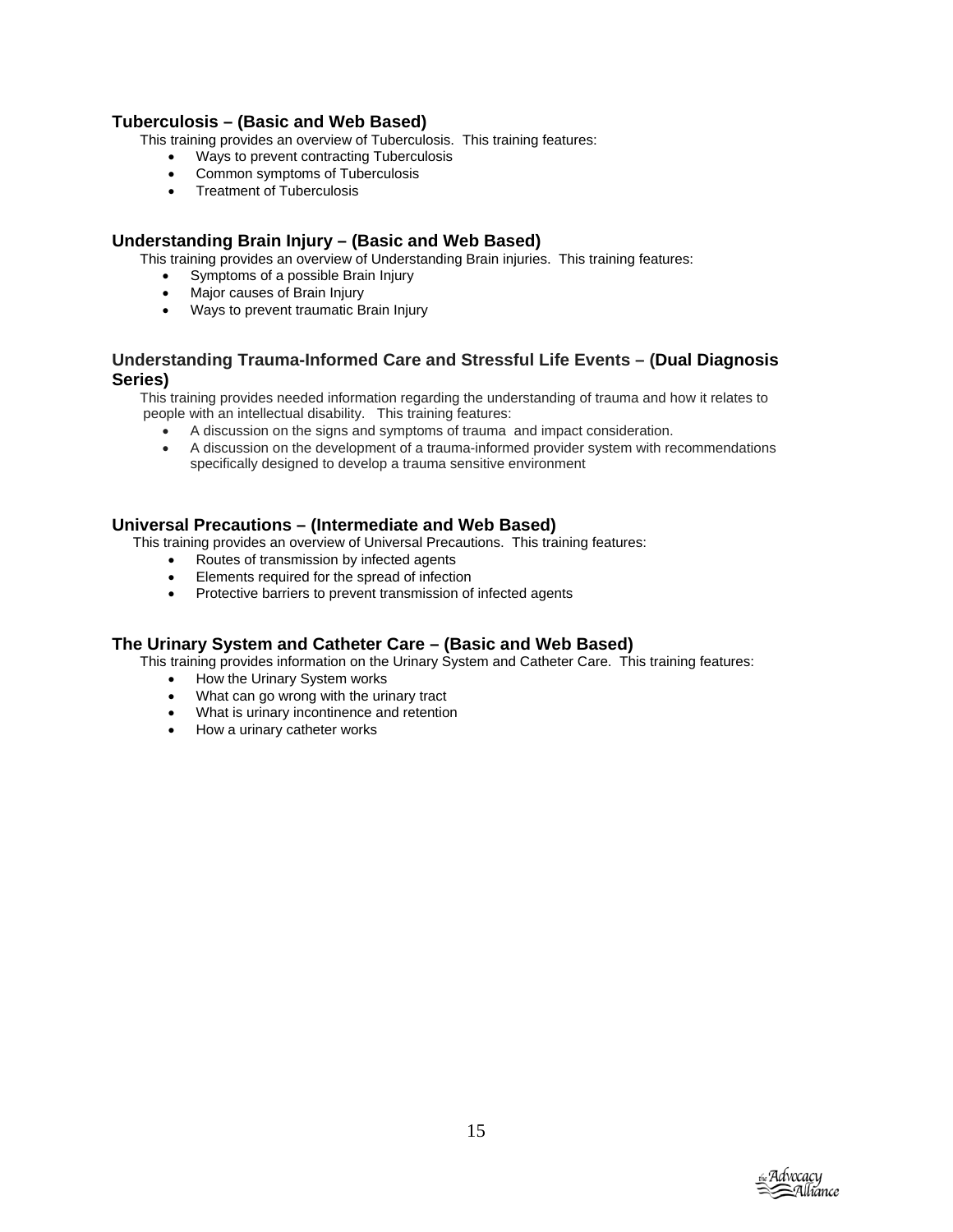### Tuberculosis – (Basic and Web Based)

This training provides an overview of Tuberculosis. This training features:

- Ways to prevent contracting Tuberculosis
- Common symptoms of Tuberculosis
- Treatment of Tuberculosis

### Understanding Brain Injury – (Basic and Web Based)

This training provides an overview of Understanding Brain injuries. This training features:

- Symptoms of a possible Brain Injury
- Major causes of Brain Injury
- Ways to prevent traumatic Brain Injury

### Understanding Trauma-Informed Care and Stressful Life Events – (Dual Diagnosis Series)

This training provides needed information regarding the understanding of trauma and how it relates to people with an intellectual disability. This training features:

- A discussion on the signs and symptoms of trauma and impact consideration.
- A discussion on the development of a trauma-informed provider system with recommendations specifically designed to develop a trauma sensitive environment

### Universal Precautions – (Intermediate and Web Based)

This training provides an overview of Universal Precautions. This training features:

- Routes of transmission by infected agents
- Elements required for the spread of infection
- Protective barriers to prevent transmission of infected agents

### The Urinary System and Catheter Care – (Basic and Web Based)

This training provides information on the Urinary System and Catheter Care. This training features:

- How the Urinary System works
- What can go wrong with the urinary tract
- What is urinary incontinence and retention
- How a urinary catheter works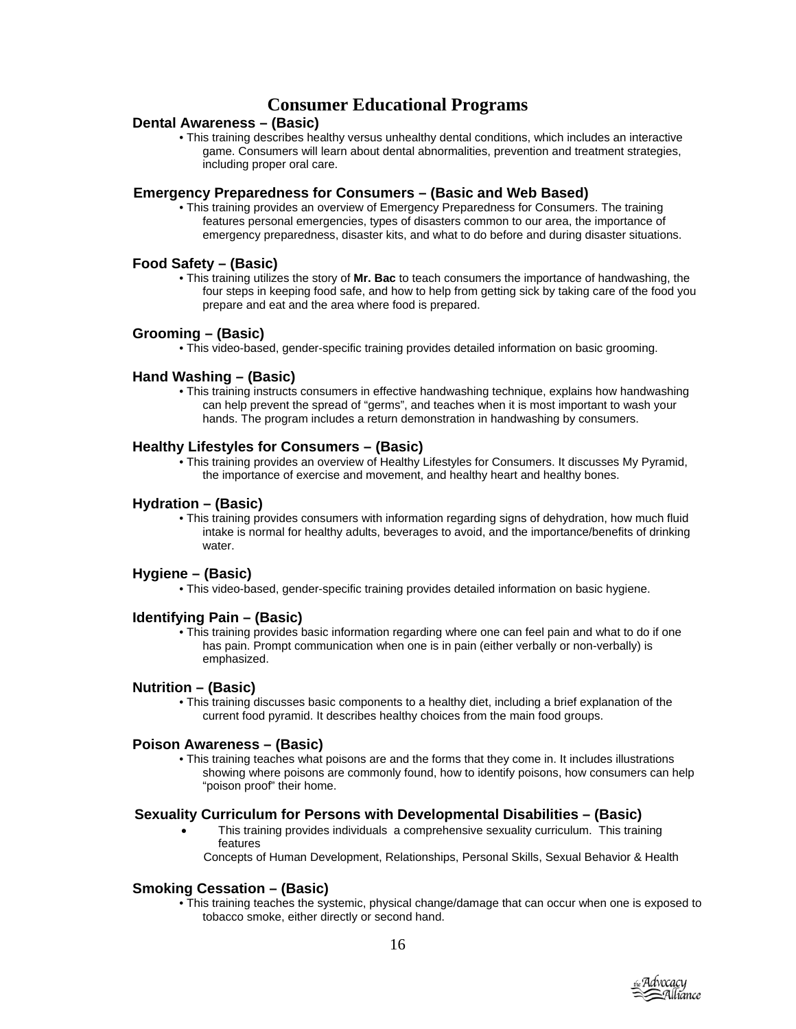# Consumer Educational Programs

### Dental Awareness – (Basic)

- This training describes healthy versus unhealthy dental conditions, which includes an interactive game. Consumers will learn about dental abnormalities, prevention and treatment strategies, including proper oral care.

### Emergency Preparedness for Consumers – (Basic and Web Based)

- This training provides an overview of Emergency Preparedness for Consumers. The training features personal emergencies, types of disasters common to our area, the importance of emergency preparedness, disaster kits, and what to do before and during disaster situations.

### Food Safety – (Basic)

- This training utilizes the story of **Mr. Bac** to teach consumers the importance of handwashing, the four steps in keeping food safe, and how to help from getting sick by taking care of the food you prepare and eat and the area where food is prepared.

### Grooming – (Basic)

- This video-based, gender-specific training provides detailed information on basic grooming.

### Hand Washing – (Basic)

- This training instructs consumers in effective handwashing technique, explains how handwashing can help prevent the spread of "germs", and teaches when it is most important to wash your hands. The program includes a return demonstration in handwashing by consumers.

### Healthy Lifestyles for Consumers – (Basic)

- This training provides an overview of Healthy Lifestyles for Consumers. It discusses My Pyramid, the importance of exercise and movement, and healthy heart and healthy bones.

### Hydration – (Basic)

- This training provides consumers with information regarding signs of dehydration, how much fluid intake is normal for healthy adults, beverages to avoid, and the importance/benefits of drinking water.

### Hygiene – (Basic)

- This video-based, gender-specific training provides detailed information on basic hygiene.

### Identifying Pain – (Basic)

- This training provides basic information regarding where one can feel pain and what to do if one has pain. Prompt communication when one is in pain (either verbally or non-verbally) is emphasized.

### Nutrition – (Basic)

- This training discusses basic components to a healthy diet, including a brief explanation of the current food pyramid. It describes healthy choices from the main food groups.

### Poison Awareness – (Basic)

- This training teaches what poisons are and the forms that they come in. It includes illustrations showing where poisons are commonly found, how to identify poisons, how consumers can help "poison proof" their home.

### Sexuality Curriculum for Persons with Developmental Disabilities – (Basic)

- This training provides individuals a comprehensive sexuality curriculum. This training features

  Concepts of Human Development, Relationships, Personal Skills, Sexual Behavior & Health

### Smoking Cessation – (Basic)

- This training teaches the systemic, physical change/damage that can occur when one is exposed to tobacco smoke, either directly or second hand.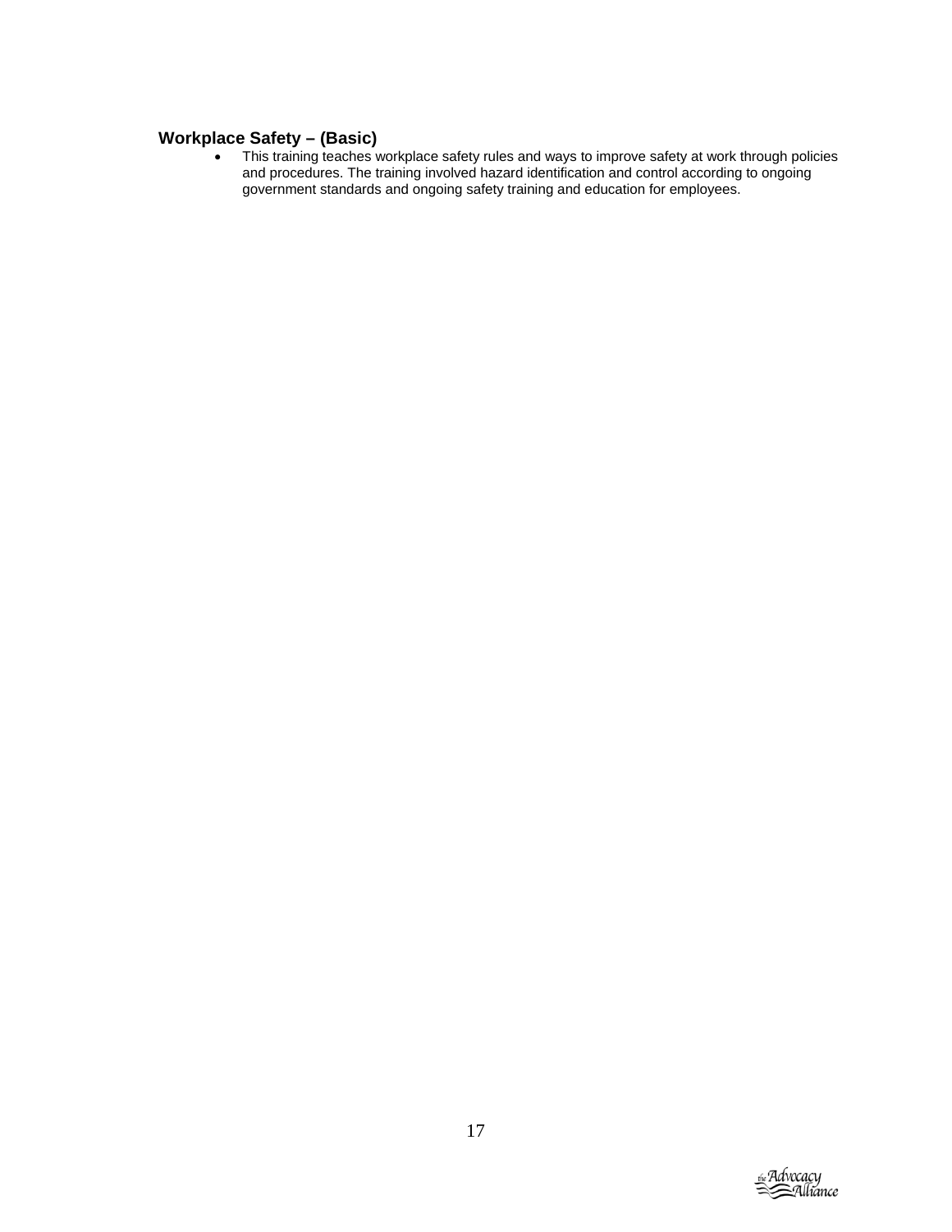### Workplace Safety – (Basic)

- This training teaches workplace safety rules and ways to improve safety at work through policies and procedures. The training involved hazard identification and control according to ongoing government standards and ongoing safety training and education for employees.